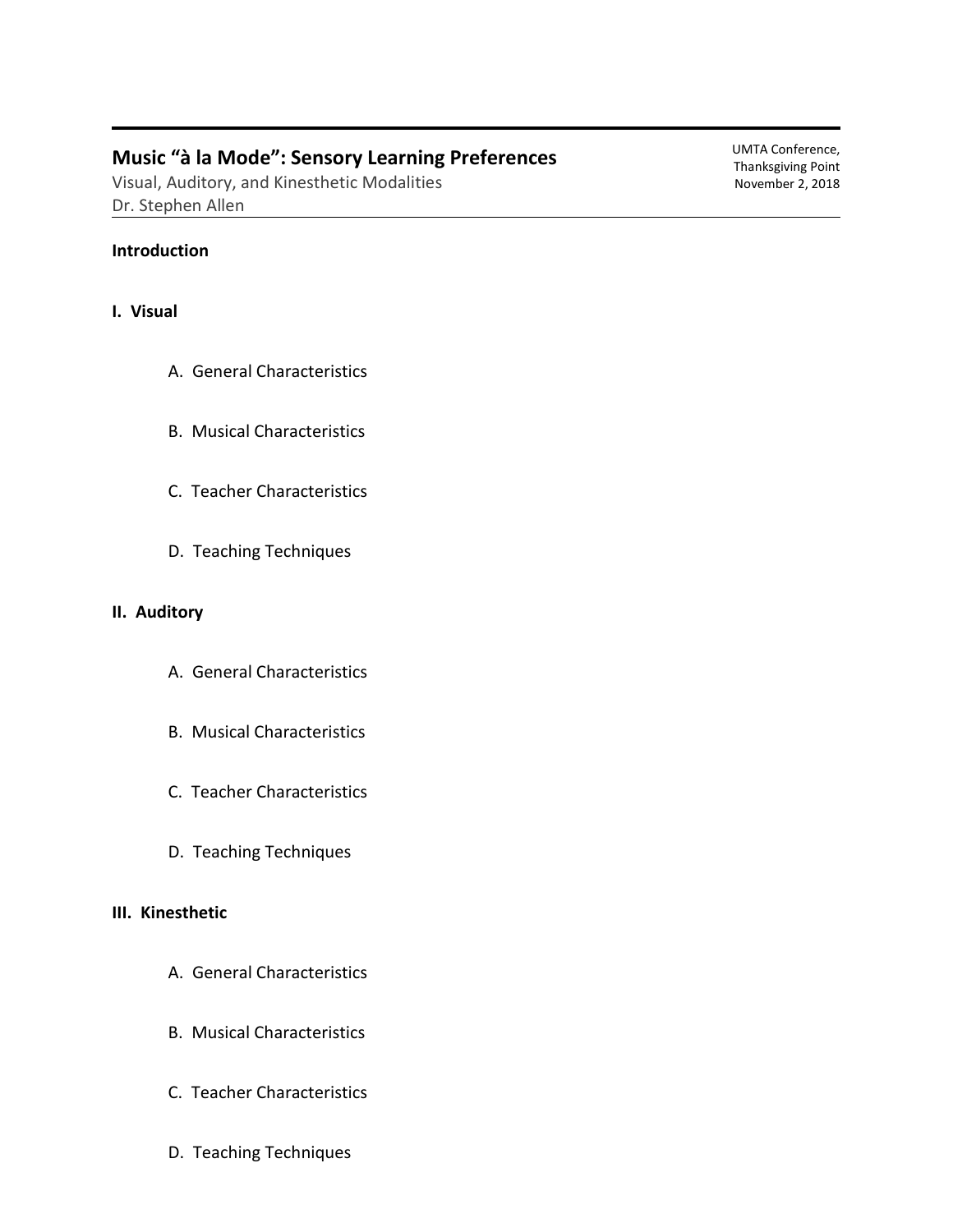# Music "à la Mode": Sensory Learning Preferences

Visual, Auditory, and Kinesthetic Modalities
Dr. Stephen Allen

UMTA Conference,
Thanksgiving Point
November 2, 2018

**Introduction**

**I. Visual**

A. General Characteristics

B. Musical Characteristics

C. Teacher Characteristics

D. Teaching Techniques

**II. Auditory**

A. General Characteristics

B. Musical Characteristics

C. Teacher Characteristics

D. Teaching Techniques

**III. Kinesthetic**

A. General Characteristics

B. Musical Characteristics

C. Teacher Characteristics

D. Teaching Techniques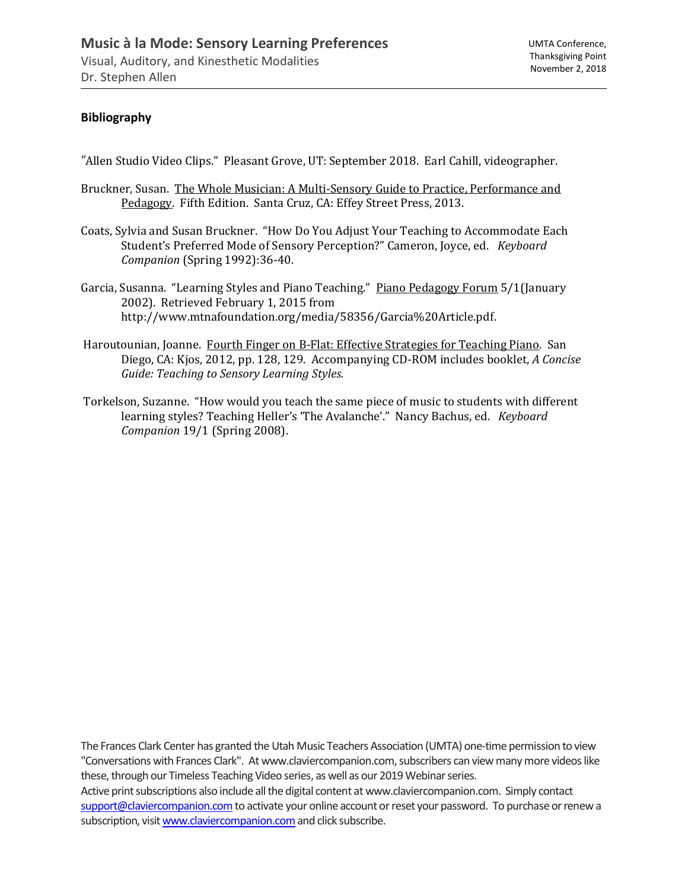## Bibliography

"Allen Studio Video Clips." Pleasant Grove, UT: September 2018. Earl Cahill, videographer.

Bruckner, Susan. The Whole Musician: A Multi-Sensory Guide to Practice, Performance and Pedagogy. Fifth Edition. Santa Cruz, CA: Effey Street Press, 2013.

Coats, Sylvia and Susan Bruckner. "How Do You Adjust Your Teaching to Accommodate Each Student's Preferred Mode of Sensory Perception?" Cameron, Joyce, ed. *Keyboard Companion* (Spring 1992):36-40.

Garcia, Susanna. "Learning Styles and Piano Teaching." Piano Pedagogy Forum 5/1(January 2002). Retrieved February 1, 2015 from http://www.mtnafoundation.org/media/58356/Garcia%20Article.pdf.

Haroutounian, Joanne. Fourth Finger on B-Flat: Effective Strategies for Teaching Piano. San Diego, CA: Kjos, 2012, pp. 128, 129. Accompanying CD-ROM includes booklet, *A Concise Guide: Teaching to Sensory Learning Styles*.

Torkelson, Suzanne. "How would you teach the same piece of music to students with different learning styles? Teaching Heller's 'The Avalanche'." Nancy Bachus, ed. *Keyboard Companion* 19/1 (Spring 2008).

The Frances Clark Center has granted the Utah Music Teachers Association (UMTA) one-time permission to view "Conversations with Frances Clark". At www.claviercompanion.com, subscribers can view many more videos like these, through our Timeless Teaching Video series, as well as our 2019 Webinar series.
Active print subscriptions also include all the digital content at www.claviercompanion.com. Simply contact support@claviercompanion.com to activate your online account or reset your password. To purchase or renew a subscription, visit www.claviercompanion.com and click subscribe.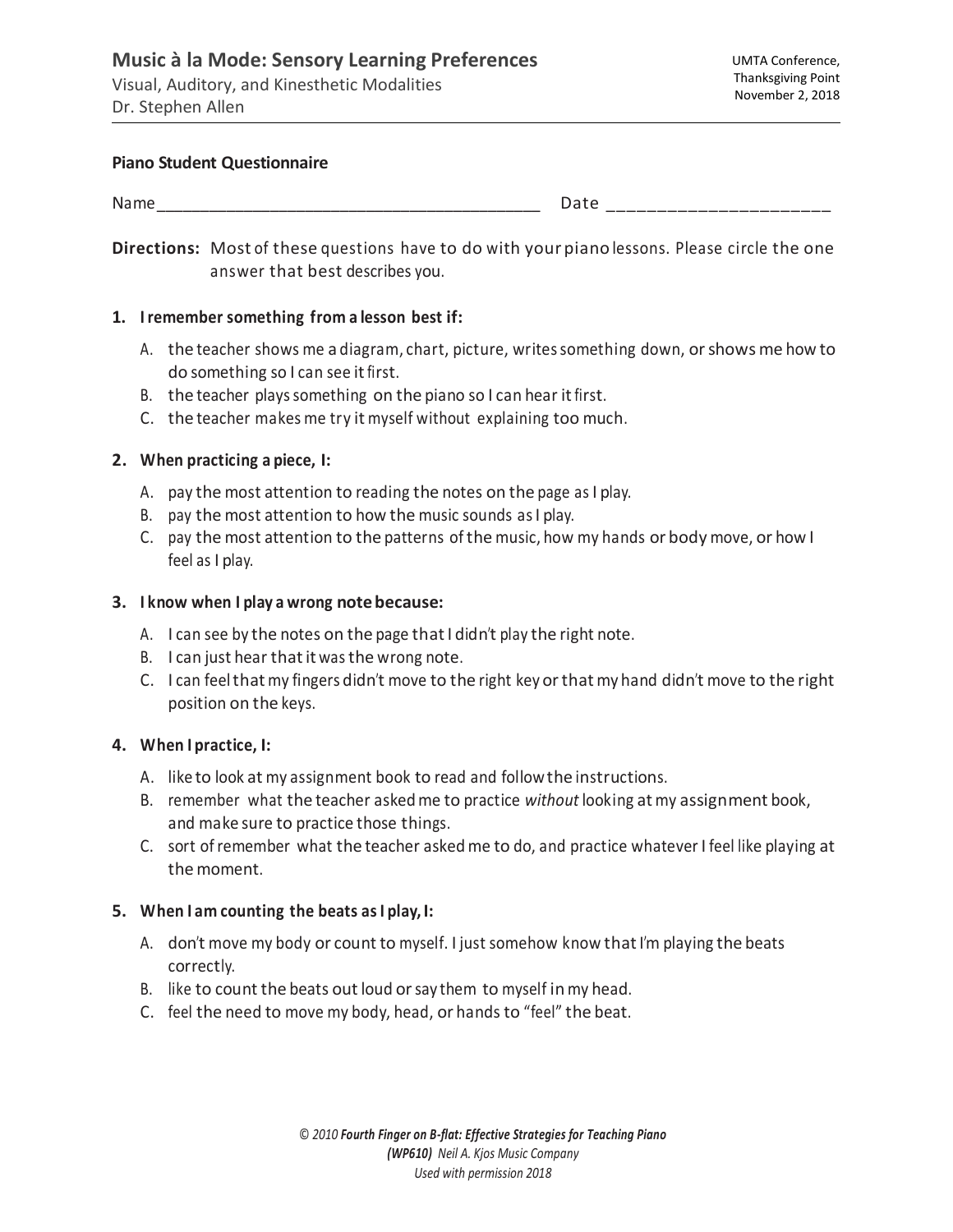**Piano Student Questionnaire**

Name___________________________________________ Date ______________________

**Directions:** Most of these questions have to do with your piano lessons. Please circle the one answer that best describes you.

1. **I remember something from a lesson best if:**
   - A. the teacher shows me a diagram, chart, picture, writes something down, or shows me how to do something so I can see it first.
   - B. the teacher plays something on the piano so I can hear it first.
   - C. the teacher makes me try it myself without explaining too much.

2. **When practicing a piece, I:**
   - A. pay the most attention to reading the notes on the page as I play.
   - B. pay the most attention to how the music sounds as I play.
   - C. pay the most attention to the patterns of the music, how my hands or body move, or how I feel as I play.

3. **I know when I play a wrong note because:**
   - A. I can see by the notes on the page that I didn't play the right note.
   - B. I can just hear that it was the wrong note.
   - C. I can feel that my fingers didn't move to the right key or that my hand didn't move to the right position on the keys.

4. **When I practice, I:**
   - A. like to look at my assignment book to read and follow the instructions.
   - B. remember what the teacher asked me to practice *without* looking at my assignment book, and make sure to practice those things.
   - C. sort of remember what the teacher asked me to do, and practice whatever I feel like playing at the moment.

5. **When I am counting the beats as I play, I:**
   - A. don't move my body or count to myself. I just somehow know that I'm playing the beats correctly.
   - B. like to count the beats out loud or say them to myself in my head.
   - C. feel the need to move my body, head, or hands to "feel" the beat.

*© 2010 **Fourth Finger on B-flat: Effective Strategies for Teaching Piano (WP610)** Neil A. Kjos Music Company*
*Used with permission 2018*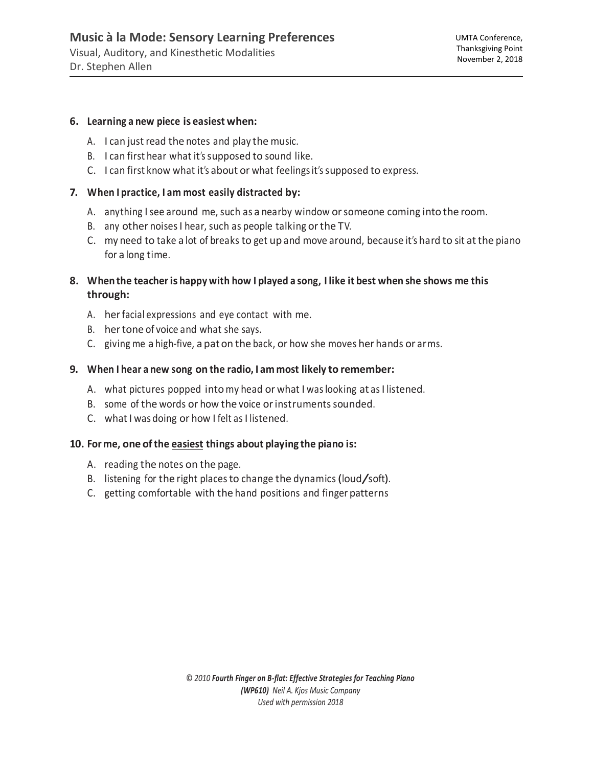6. **Learning a new piece is easiest when:**

    A. I can just read the notes and play the music.
    B. I can first hear what it's supposed to sound like.
    C. I can first know what it's about or what feelings it's supposed to express.

7. **When I practice, I am most easily distracted by:**

    A. anything I see around me, such as a nearby window or someone coming into the room.
    B. any other noises I hear, such as people talking or the TV.
    C. my need to take a lot of breaks to get up and move around, because it's hard to sit at the piano for a long time.

8. **When the teacher is happy with how I played a song, I like it best when she shows me this through:**

    A. her facial expressions and eye contact with me.
    B. her tone of voice and what she says.
    C. giving me a high-five, a pat on the back, or how she moves her hands or arms.

9. **When I hear a new song on the radio, I am most likely to remember:**

    A. what pictures popped into my head or what I was looking at as I listened.
    B. some of the words or how the voice or instruments sounded.
    C. what I was doing or how I felt as I listened.

10. **For me, one of the <u>easiest</u> things about playing the piano is:**

    A. reading the notes on the page.
    B. listening for the right places to change the dynamics (loud/soft).
    C. getting comfortable with the hand positions and finger patterns

*© 2010 **Fourth Finger on B-flat: Effective Strategies for Teaching Piano (WP610)** Neil A. Kjos Music Company*
*Used with permission 2018*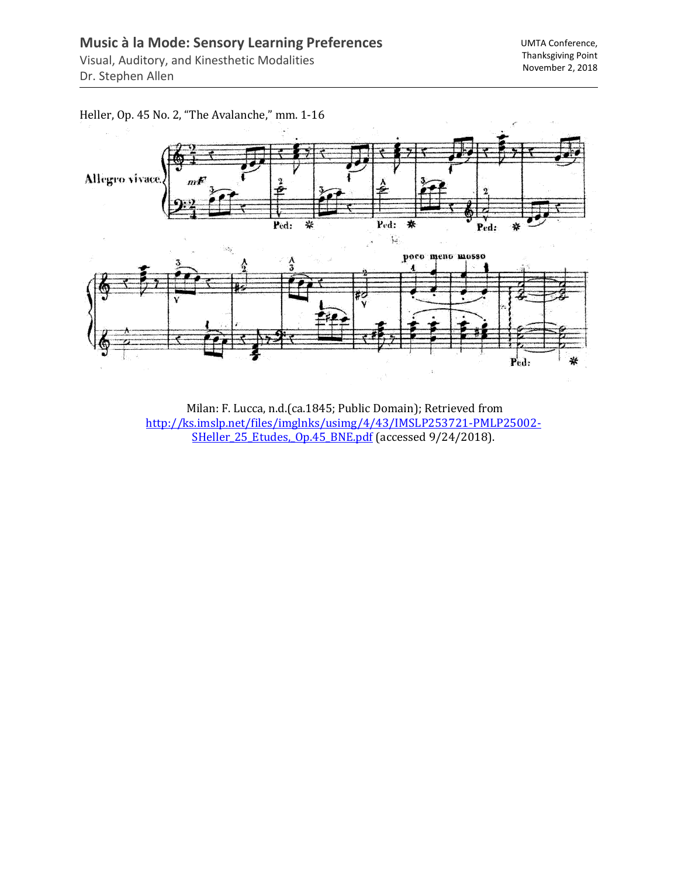Heller, Op. 45 No. 2, "The Avalanche," mm. 1-16

Milan: F. Lucca, n.d.(ca.1845; Public Domain); Retrieved from http://ks.imslp.net/files/imglnks/usimg/4/43/IMSLP253721-PMLP25002-SHeller_25_Etudes,_Op.45_BNE.pdf (accessed 9/24/2018).